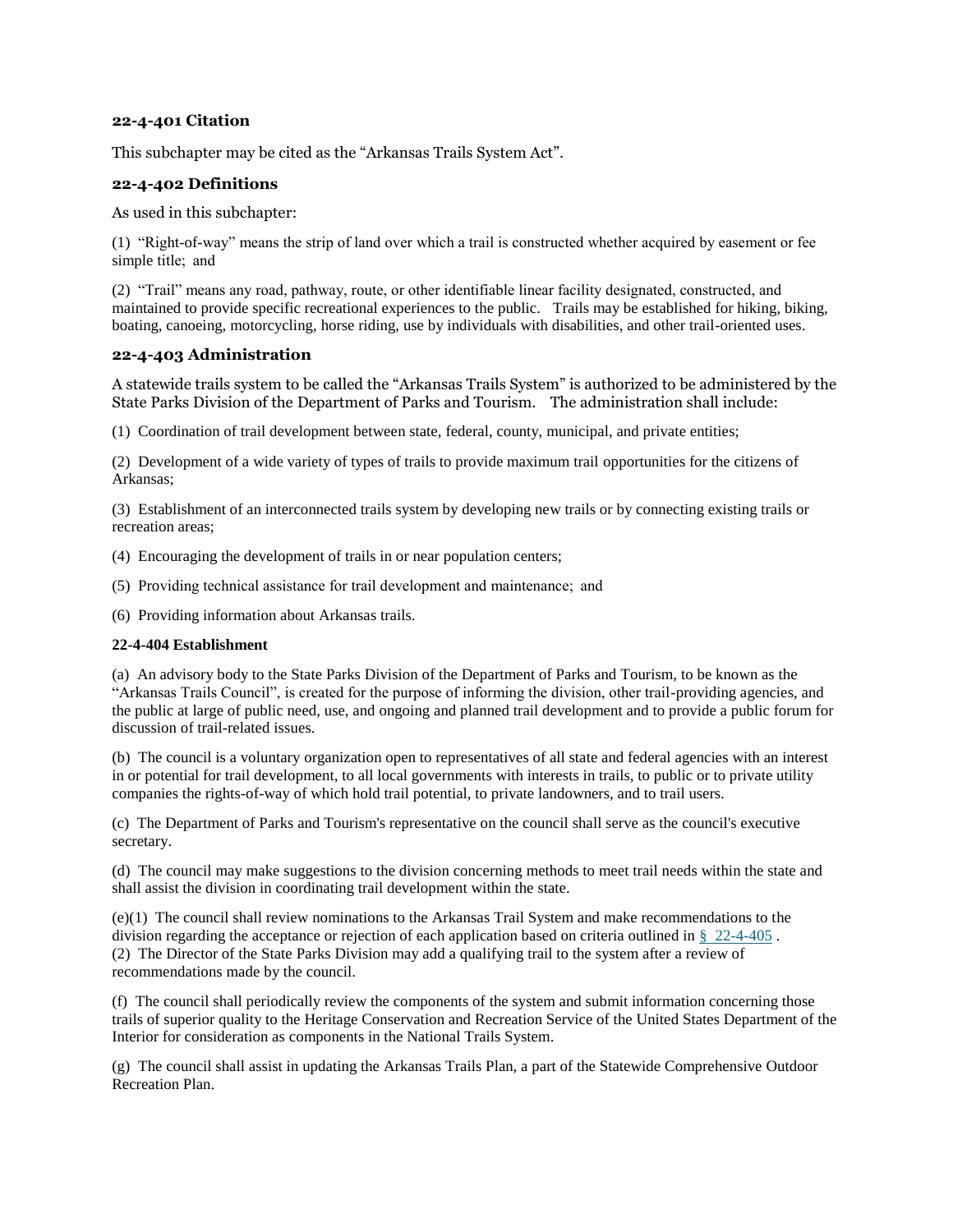### 22-4-401 Citation

This subchapter may be cited as the "Arkansas Trails System Act".

### 22-4-402 Definitions

As used in this subchapter:

(1) "Right-of-way" means the strip of land over which a trail is constructed whether acquired by easement or fee simple title; and

(2) "Trail" means any road, pathway, route, or other identifiable linear facility designated, constructed, and maintained to provide specific recreational experiences to the public. Trails may be established for hiking, biking, boating, canoeing, motorcycling, horse riding, use by individuals with disabilities, and other trail-oriented uses.

### 22-4-403 Administration

A statewide trails system to be called the "Arkansas Trails System" is authorized to be administered by the State Parks Division of the Department of Parks and Tourism. The administration shall include:

(1) Coordination of trail development between state, federal, county, municipal, and private entities;

(2) Development of a wide variety of types of trails to provide maximum trail opportunities for the citizens of Arkansas;

(3) Establishment of an interconnected trails system by developing new trails or by connecting existing trails or recreation areas;

(4) Encouraging the development of trails in or near population centers;

(5) Providing technical assistance for trail development and maintenance; and

(6) Providing information about Arkansas trails.

**22-4-404 Establishment**

(a) An advisory body to the State Parks Division of the Department of Parks and Tourism, to be known as the "Arkansas Trails Council", is created for the purpose of informing the division, other trail-providing agencies, and the public at large of public need, use, and ongoing and planned trail development and to provide a public forum for discussion of trail-related issues.

(b) The council is a voluntary organization open to representatives of all state and federal agencies with an interest in or potential for trail development, to all local governments with interests in trails, to public or to private utility companies the rights-of-way of which hold trail potential, to private landowners, and to trail users.

(c) The Department of Parks and Tourism's representative on the council shall serve as the council's executive secretary.

(d) The council may make suggestions to the division concerning methods to meet trail needs within the state and shall assist the division in coordinating trail development within the state.

(e)(1) The council shall review nominations to the Arkansas Trail System and make recommendations to the division regarding the acceptance or rejection of each application based on criteria outlined in § 22-4-405 .
(2) The Director of the State Parks Division may add a qualifying trail to the system after a review of recommendations made by the council.

(f) The council shall periodically review the components of the system and submit information concerning those trails of superior quality to the Heritage Conservation and Recreation Service of the United States Department of the Interior for consideration as components in the National Trails System.

(g) The council shall assist in updating the Arkansas Trails Plan, a part of the Statewide Comprehensive Outdoor Recreation Plan.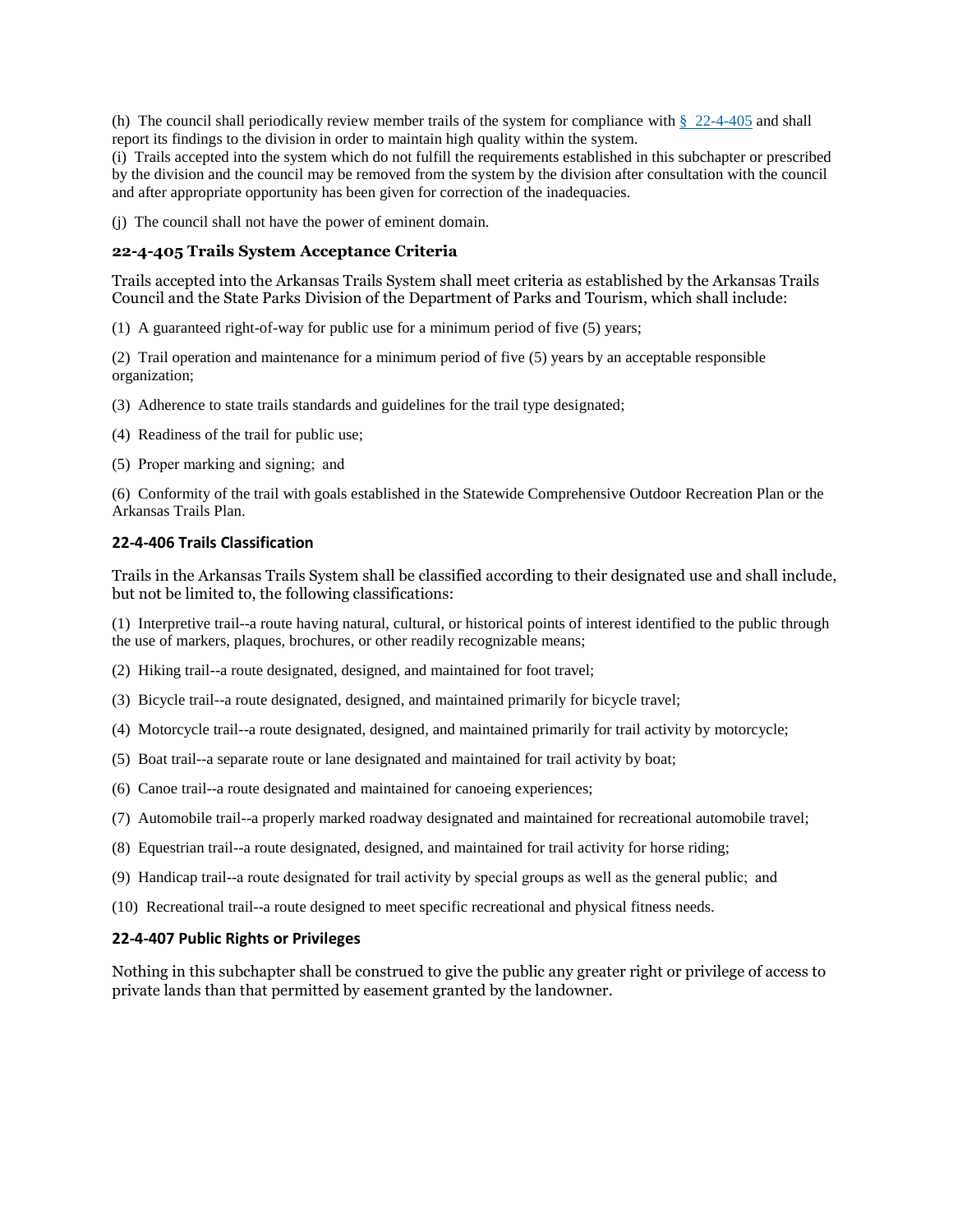(h) The council shall periodically review member trails of the system for compliance with [§ 22-4-405]() and shall report its findings to the division in order to maintain high quality within the system.
(i) Trails accepted into the system which do not fulfill the requirements established in this subchapter or prescribed by the division and the council may be removed from the system by the division after consultation with the council and after appropriate opportunity has been given for correction of the inadequacies.

(j) The council shall not have the power of eminent domain.

### 22-4-405 Trails System Acceptance Criteria

Trails accepted into the Arkansas Trails System shall meet criteria as established by the Arkansas Trails Council and the State Parks Division of the Department of Parks and Tourism, which shall include:

(1) A guaranteed right-of-way for public use for a minimum period of five (5) years;

(2) Trail operation and maintenance for a minimum period of five (5) years by an acceptable responsible organization;

(3) Adherence to state trails standards and guidelines for the trail type designated;

(4) Readiness of the trail for public use;

(5) Proper marking and signing; and

(6) Conformity of the trail with goals established in the Statewide Comprehensive Outdoor Recreation Plan or the Arkansas Trails Plan.

### 22-4-406 Trails Classification

Trails in the Arkansas Trails System shall be classified according to their designated use and shall include, but not be limited to, the following classifications:

(1) Interpretive trail--a route having natural, cultural, or historical points of interest identified to the public through the use of markers, plaques, brochures, or other readily recognizable means;

(2) Hiking trail--a route designated, designed, and maintained for foot travel;

(3) Bicycle trail--a route designated, designed, and maintained primarily for bicycle travel;

(4) Motorcycle trail--a route designated, designed, and maintained primarily for trail activity by motorcycle;

(5) Boat trail--a separate route or lane designated and maintained for trail activity by boat;

(6) Canoe trail--a route designated and maintained for canoeing experiences;

(7) Automobile trail--a properly marked roadway designated and maintained for recreational automobile travel;

(8) Equestrian trail--a route designated, designed, and maintained for trail activity for horse riding;

(9) Handicap trail--a route designated for trail activity by special groups as well as the general public; and

(10) Recreational trail--a route designed to meet specific recreational and physical fitness needs.

### 22-4-407 Public Rights or Privileges

Nothing in this subchapter shall be construed to give the public any greater right or privilege of access to private lands than that permitted by easement granted by the landowner.